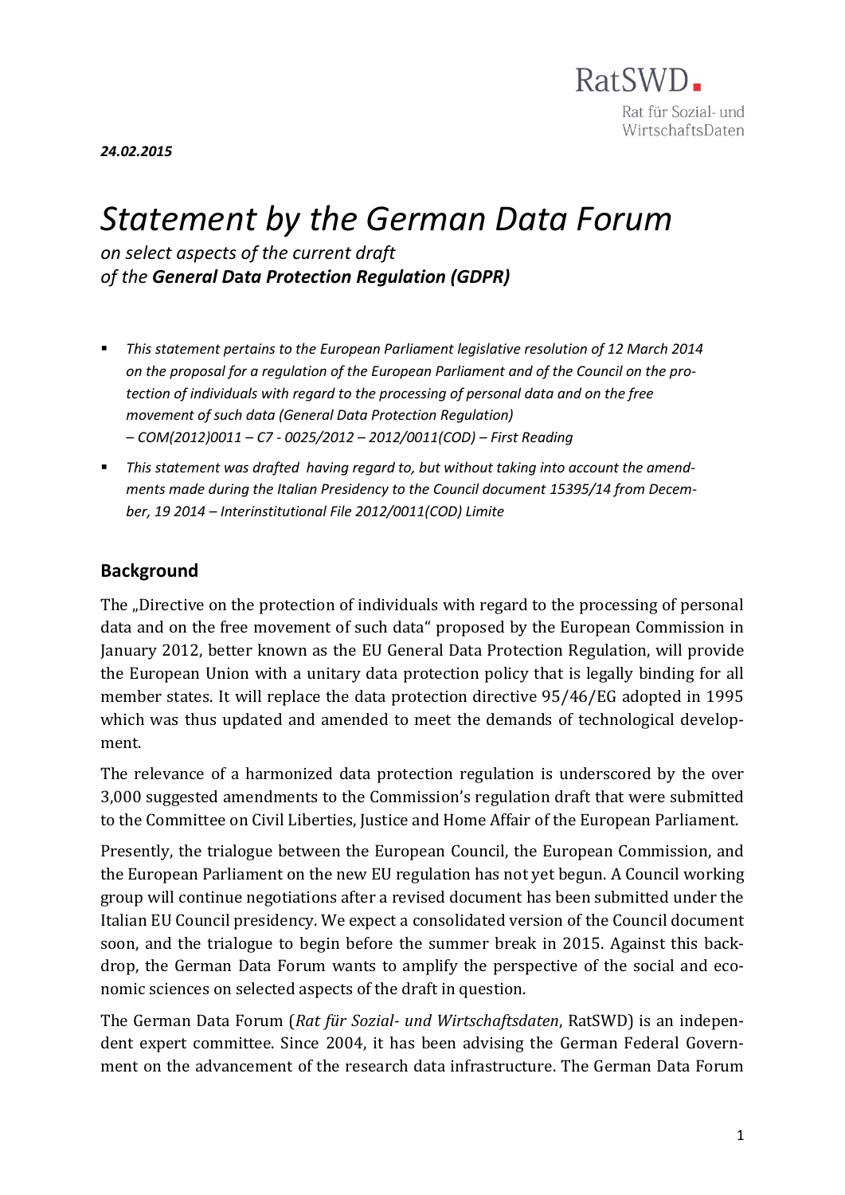RatSWD.
Rat für Sozial- und WirtschaftsDaten

***24.02.2015***

# *Statement by the German Data Forum*

*on select aspects of the current draft*
*of the **General Data Protection Regulation (GDPR)***

- *This statement pertains to the European Parliament legislative resolution of 12 March 2014 on the proposal for a regulation of the European Parliament and of the Council on the protection of individuals with regard to the processing of personal data and on the free movement of such data (General Data Protection Regulation) – COM(2012)0011 – C7 - 0025/2012 – 2012/0011(COD) – First Reading*
- *This statement was drafted having regard to, but without taking into account the amendments made during the Italian Presidency to the Council document 15395/14 from December, 19 2014 – Interinstitutional File 2012/0011(COD) Limite*

## Background

The „Directive on the protection of individuals with regard to the processing of personal data and on the free movement of such data" proposed by the European Commission in January 2012, better known as the EU General Data Protection Regulation, will provide the European Union with a unitary data protection policy that is legally binding for all member states. It will replace the data protection directive 95/46/EG adopted in 1995 which was thus updated and amended to meet the demands of technological development.

The relevance of a harmonized data protection regulation is underscored by the over 3,000 suggested amendments to the Commission's regulation draft that were submitted to the Committee on Civil Liberties, Justice and Home Affair of the European Parliament.

Presently, the trialogue between the European Council, the European Commission, and the European Parliament on the new EU regulation has not yet begun. A Council working group will continue negotiations after a revised document has been submitted under the Italian EU Council presidency. We expect a consolidated version of the Council document soon, and the trialogue to begin before the summer break in 2015. Against this backdrop, the German Data Forum wants to amplify the perspective of the social and economic sciences on selected aspects of the draft in question.

The German Data Forum (*Rat für Sozial- und Wirtschaftsdaten*, RatSWD) is an independent expert committee. Since 2004, it has been advising the German Federal Government on the advancement of the research data infrastructure. The German Data Forum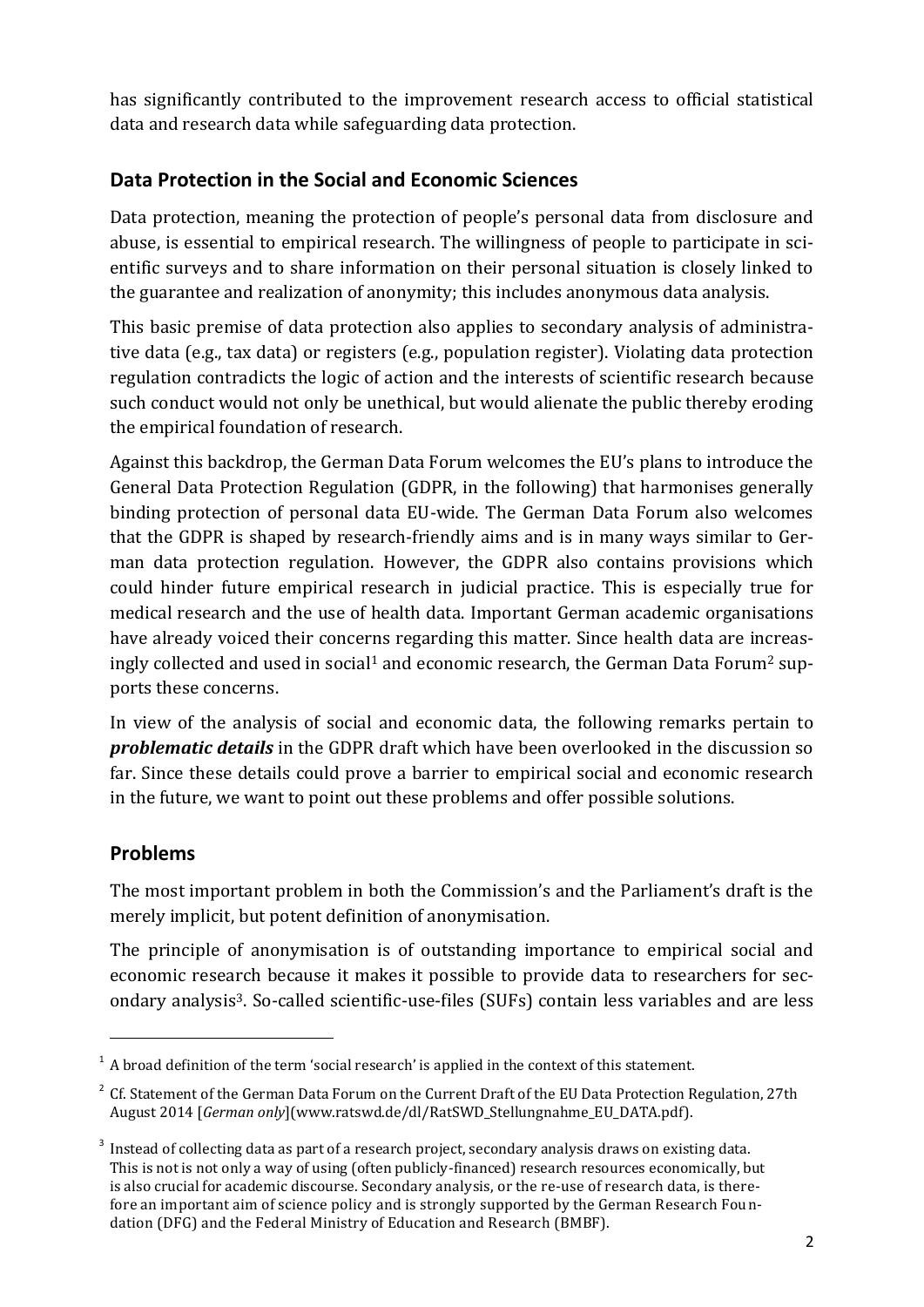has significantly contributed to the improvement research access to official statistical data and research data while safeguarding data protection.

## Data Protection in the Social and Economic Sciences

Data protection, meaning the protection of people's personal data from disclosure and abuse, is essential to empirical research. The willingness of people to participate in scientific surveys and to share information on their personal situation is closely linked to the guarantee and realization of anonymity; this includes anonymous data analysis.

This basic premise of data protection also applies to secondary analysis of administrative data (e.g., tax data) or registers (e.g., population register). Violating data protection regulation contradicts the logic of action and the interests of scientific research because such conduct would not only be unethical, but would alienate the public thereby eroding the empirical foundation of research.

Against this backdrop, the German Data Forum welcomes the EU's plans to introduce the General Data Protection Regulation (GDPR, in the following) that harmonises generally binding protection of personal data EU-wide. The German Data Forum also welcomes that the GDPR is shaped by research-friendly aims and is in many ways similar to German data protection regulation. However, the GDPR also contains provisions which could hinder future empirical research in judicial practice. This is especially true for medical research and the use of health data. Important German academic organisations have already voiced their concerns regarding this matter. Since health data are increasingly collected and used in social[1] and economic research, the German Data Forum[2] supports these concerns.

In view of the analysis of social and economic data, the following remarks pertain to ***problematic details*** in the GDPR draft which have been overlooked in the discussion so far. Since these details could prove a barrier to empirical social and economic research in the future, we want to point out these problems and offer possible solutions.

## Problems

The most important problem in both the Commission's and the Parliament's draft is the merely implicit, but potent definition of anonymisation.

The principle of anonymisation is of outstanding importance to empirical social and economic research because it makes it possible to provide data to researchers for secondary analysis[3]. So-called scientific-use-files (SUFs) contain less variables and are less

---

[1] A broad definition of the term 'social research' is applied in the context of this statement.

[2] Cf. Statement of the German Data Forum on the Current Draft of the EU Data Protection Regulation, 27th August 2014 [*German only*](www.ratswd.de/dl/RatSWD_Stellungnahme_EU_DATA.pdf).

[3] Instead of collecting data as part of a research project, secondary analysis draws on existing data. This is not is not only a way of using (often publicly-financed) research resources economically, but is also crucial for academic discourse. Secondary analysis, or the re-use of research data, is therefore an important aim of science policy and is strongly supported by the German Research Foundation (DFG) and the Federal Ministry of Education and Research (BMBF).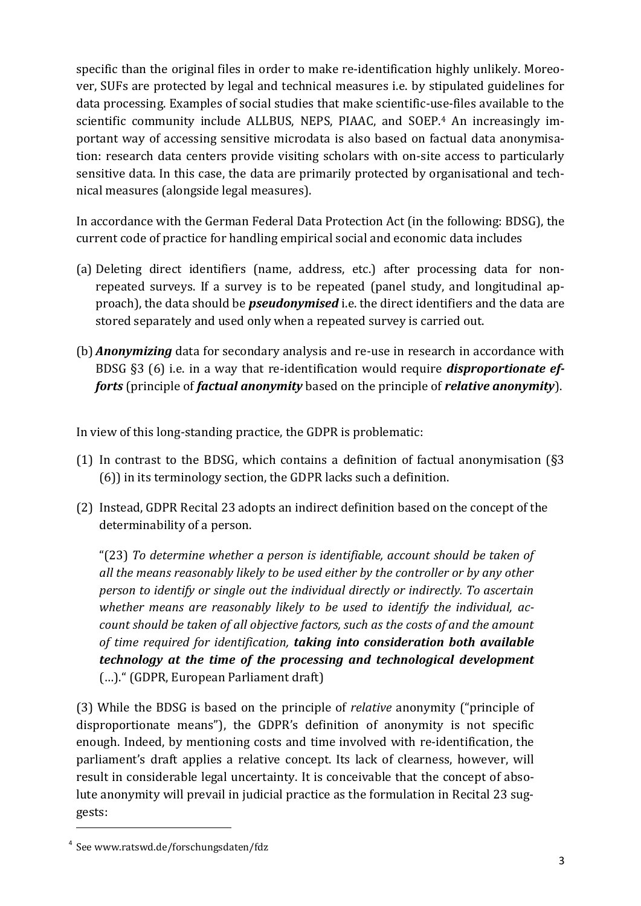specific than the original files in order to make re-identification highly unlikely. Moreover, SUFs are protected by legal and technical measures i.e. by stipulated guidelines for data processing. Examples of social studies that make scientific-use-files available to the scientific community include ALLBUS, NEPS, PIAAC, and SOEP.[4] An increasingly important way of accessing sensitive microdata is also based on factual data anonymisation: research data centers provide visiting scholars with on-site access to particularly sensitive data. In this case, the data are primarily protected by organisational and technical measures (alongside legal measures).

In accordance with the German Federal Data Protection Act (in the following: BDSG), the current code of practice for handling empirical social and economic data includes

(a) Deleting direct identifiers (name, address, etc.) after processing data for non-repeated surveys. If a survey is to be repeated (panel study, and longitudinal approach), the data should be ***pseudonymised*** i.e. the direct identifiers and the data are stored separately and used only when a repeated survey is carried out.

(b) ***Anonymizing*** data for secondary analysis and re-use in research in accordance with BDSG §3 (6) i.e. in a way that re-identification would require ***disproportionate efforts*** (principle of ***factual anonymity*** based on the principle of ***relative anonymity***).

In view of this long-standing practice, the GDPR is problematic:

(1) In contrast to the BDSG, which contains a definition of factual anonymisation (§3 (6)) in its terminology section, the GDPR lacks such a definition.

(2) Instead, GDPR Recital 23 adopts an indirect definition based on the concept of the determinability of a person.

"(23) *To determine whether a person is identifiable, account should be taken of all the means reasonably likely to be used either by the controller or by any other person to identify or single out the individual directly or indirectly. To ascertain whether means are reasonably likely to be used to identify the individual, account should be taken of all objective factors, such as the costs of and the amount of time required for identification,* ***taking into consideration both available technology at the time of the processing and technological development*** (…)." (GDPR, European Parliament draft)

(3) While the BDSG is based on the principle of *relative* anonymity ("principle of disproportionate means"), the GDPR's definition of anonymity is not specific enough. Indeed, by mentioning costs and time involved with re-identification, the parliament's draft applies a relative concept. Its lack of clearness, however, will result in considerable legal uncertainty. It is conceivable that the concept of absolute anonymity will prevail in judicial practice as the formulation in Recital 23 suggests:

[4] See www.ratswd.de/forschungsdaten/fdz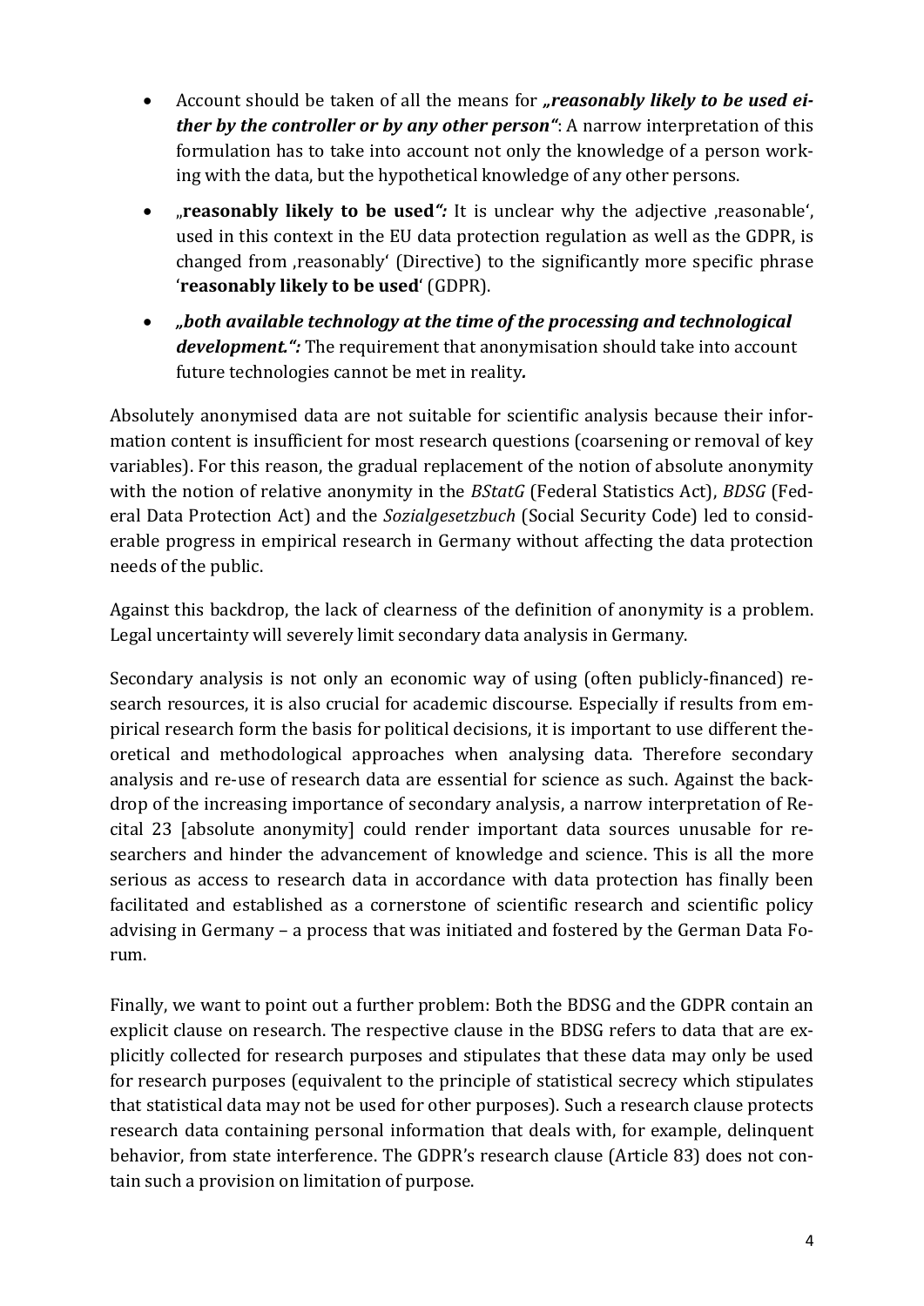- Account should be taken of all the means for ***„reasonably likely to be used either by the controller or by any other person"***: A narrow interpretation of this formulation has to take into account not only the knowledge of a person working with the data, but the hypothetical knowledge of any other persons.
- „**reasonably likely to be used*":*** It is unclear why the adjective ‚reasonable', used in this context in the EU data protection regulation as well as the GDPR, is changed from ‚reasonably' (Directive) to the significantly more specific phrase '**reasonably likely to be used**' (GDPR).
- ***„both available technology at the time of the processing and technological development.":*** The requirement that anonymisation should take into account future technologies cannot be met in reality***.***

Absolutely anonymised data are not suitable for scientific analysis because their information content is insufficient for most research questions (coarsening or removal of key variables). For this reason, the gradual replacement of the notion of absolute anonymity with the notion of relative anonymity in the *BStatG* (Federal Statistics Act), *BDSG* (Federal Data Protection Act) and the *Sozialgesetzbuch* (Social Security Code) led to considerable progress in empirical research in Germany without affecting the data protection needs of the public.

Against this backdrop, the lack of clearness of the definition of anonymity is a problem. Legal uncertainty will severely limit secondary data analysis in Germany.

Secondary analysis is not only an economic way of using (often publicly-financed) research resources, it is also crucial for academic discourse. Especially if results from empirical research form the basis for political decisions, it is important to use different theoretical and methodological approaches when analysing data. Therefore secondary analysis and re-use of research data are essential for science as such. Against the backdrop of the increasing importance of secondary analysis, a narrow interpretation of Recital 23 [absolute anonymity] could render important data sources unusable for researchers and hinder the advancement of knowledge and science. This is all the more serious as access to research data in accordance with data protection has finally been facilitated and established as a cornerstone of scientific research and scientific policy advising in Germany – a process that was initiated and fostered by the German Data Forum.

Finally, we want to point out a further problem: Both the BDSG and the GDPR contain an explicit clause on research. The respective clause in the BDSG refers to data that are explicitly collected for research purposes and stipulates that these data may only be used for research purposes (equivalent to the principle of statistical secrecy which stipulates that statistical data may not be used for other purposes). Such a research clause protects research data containing personal information that deals with, for example, delinquent behavior, from state interference. The GDPR's research clause (Article 83) does not contain such a provision on limitation of purpose.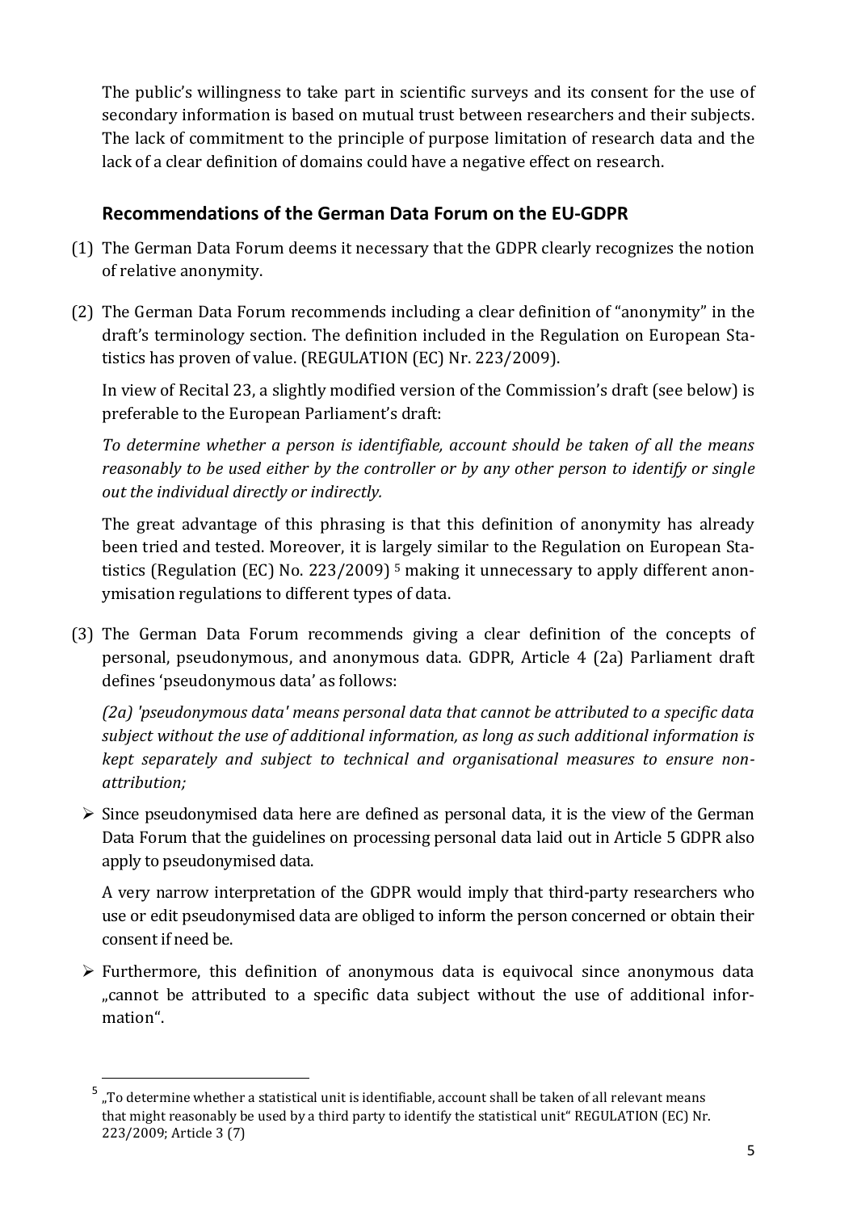The public's willingness to take part in scientific surveys and its consent for the use of secondary information is based on mutual trust between researchers and their subjects. The lack of commitment to the principle of purpose limitation of research data and the lack of a clear definition of domains could have a negative effect on research.

## Recommendations of the German Data Forum on the EU-GDPR

(1) The German Data Forum deems it necessary that the GDPR clearly recognizes the notion of relative anonymity.

(2) The German Data Forum recommends including a clear definition of "anonymity" in the draft's terminology section. The definition included in the Regulation on European Statistics has proven of value. (REGULATION (EC) Nr. 223/2009).

In view of Recital 23, a slightly modified version of the Commission's draft (see below) is preferable to the European Parliament's draft:

*To determine whether a person is identifiable, account should be taken of all the means reasonably to be used either by the controller or by any other person to identify or single out the individual directly or indirectly.*

The great advantage of this phrasing is that this definition of anonymity has already been tried and tested. Moreover, it is largely similar to the Regulation on European Statistics (Regulation (EC) No. 223/2009) [5] making it unnecessary to apply different anonymisation regulations to different types of data.

(3) The German Data Forum recommends giving a clear definition of the concepts of personal, pseudonymous, and anonymous data. GDPR, Article 4 (2a) Parliament draft defines 'pseudonymous data' as follows:

*(2a) 'pseudonymous data' means personal data that cannot be attributed to a specific data subject without the use of additional information, as long as such additional information is kept separately and subject to technical and organisational measures to ensure non-attribution;*

- Since pseudonymised data here are defined as personal data, it is the view of the German Data Forum that the guidelines on processing personal data laid out in Article 5 GDPR also apply to pseudonymised data.

  A very narrow interpretation of the GDPR would imply that third-party researchers who use or edit pseudonymised data are obliged to inform the person concerned or obtain their consent if need be.

- Furthermore, this definition of anonymous data is equivocal since anonymous data „cannot be attributed to a specific data subject without the use of additional information".

---

[5] „To determine whether a statistical unit is identifiable, account shall be taken of all relevant means that might reasonably be used by a third party to identify the statistical unit" REGULATION (EC) Nr. 223/2009; Article 3 (7)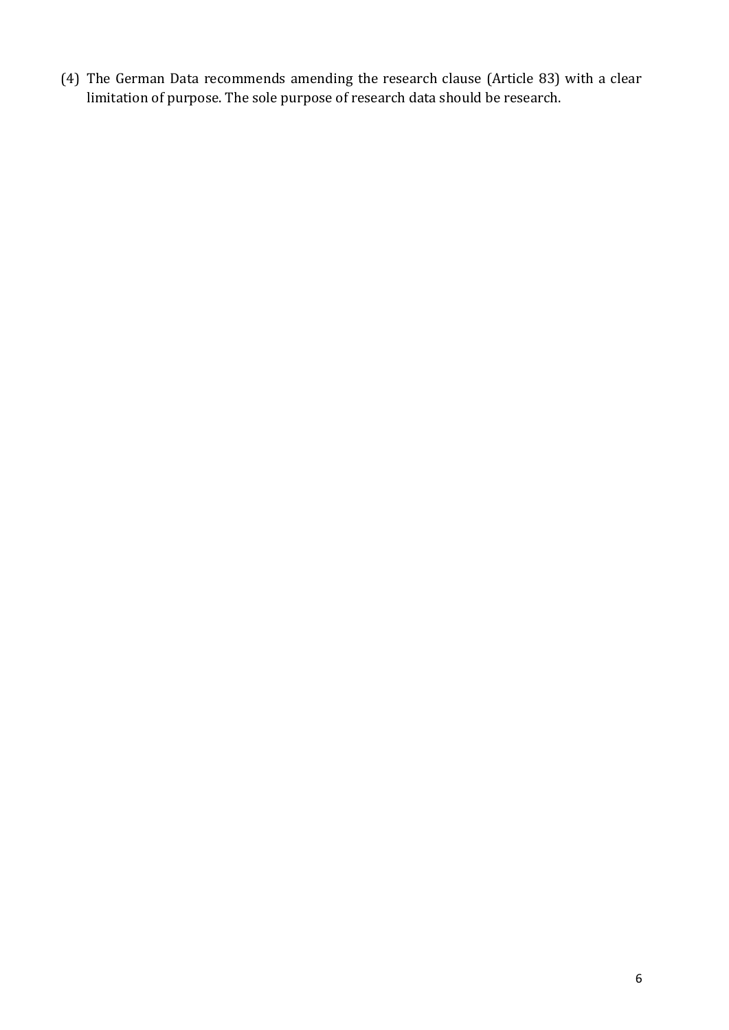(4) The German Data recommends amending the research clause (Article 83) with a clear limitation of purpose. The sole purpose of research data should be research.